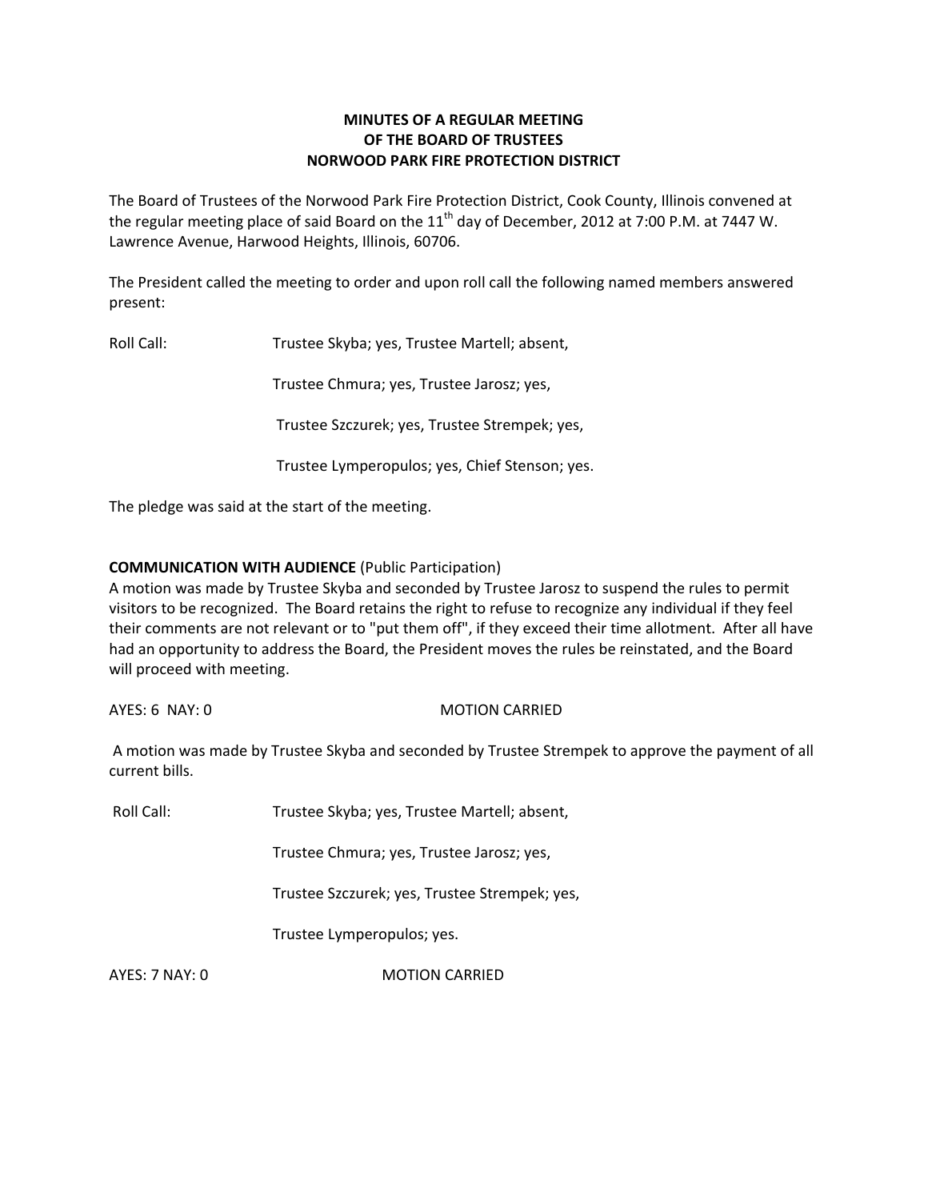**MINUTES OF A REGULAR MEETING**
**OF THE BOARD OF TRUSTEES**
**NORWOOD PARK FIRE PROTECTION DISTRICT**

The Board of Trustees of the Norwood Park Fire Protection District, Cook County, Illinois convened at the regular meeting place of said Board on the 11th day of December, 2012 at 7:00 P.M. at 7447 W. Lawrence Avenue, Harwood Heights, Illinois, 60706.

The President called the meeting to order and upon roll call the following named members answered present:

Roll Call: Trustee Skyba; yes, Trustee Martell; absent,

Trustee Chmura; yes, Trustee Jarosz; yes,

Trustee Szczurek; yes, Trustee Strempek; yes,

Trustee Lymperopulos; yes, Chief Stenson; yes.

The pledge was said at the start of the meeting.

**COMMUNICATION WITH AUDIENCE** (Public Participation)
A motion was made by Trustee Skyba and seconded by Trustee Jarosz to suspend the rules to permit visitors to be recognized. The Board retains the right to refuse to recognize any individual if they feel their comments are not relevant or to "put them off", if they exceed their time allotment. After all have had an opportunity to address the Board, the President moves the rules be reinstated, and the Board will proceed with meeting.

AYES: 6 NAY: 0 MOTION CARRIED

A motion was made by Trustee Skyba and seconded by Trustee Strempek to approve the payment of all current bills.

Roll Call: Trustee Skyba; yes, Trustee Martell; absent,

Trustee Chmura; yes, Trustee Jarosz; yes,

Trustee Szczurek; yes, Trustee Strempek; yes,

Trustee Lymperopulos; yes.

AYES: 7 NAY: 0 MOTION CARRIED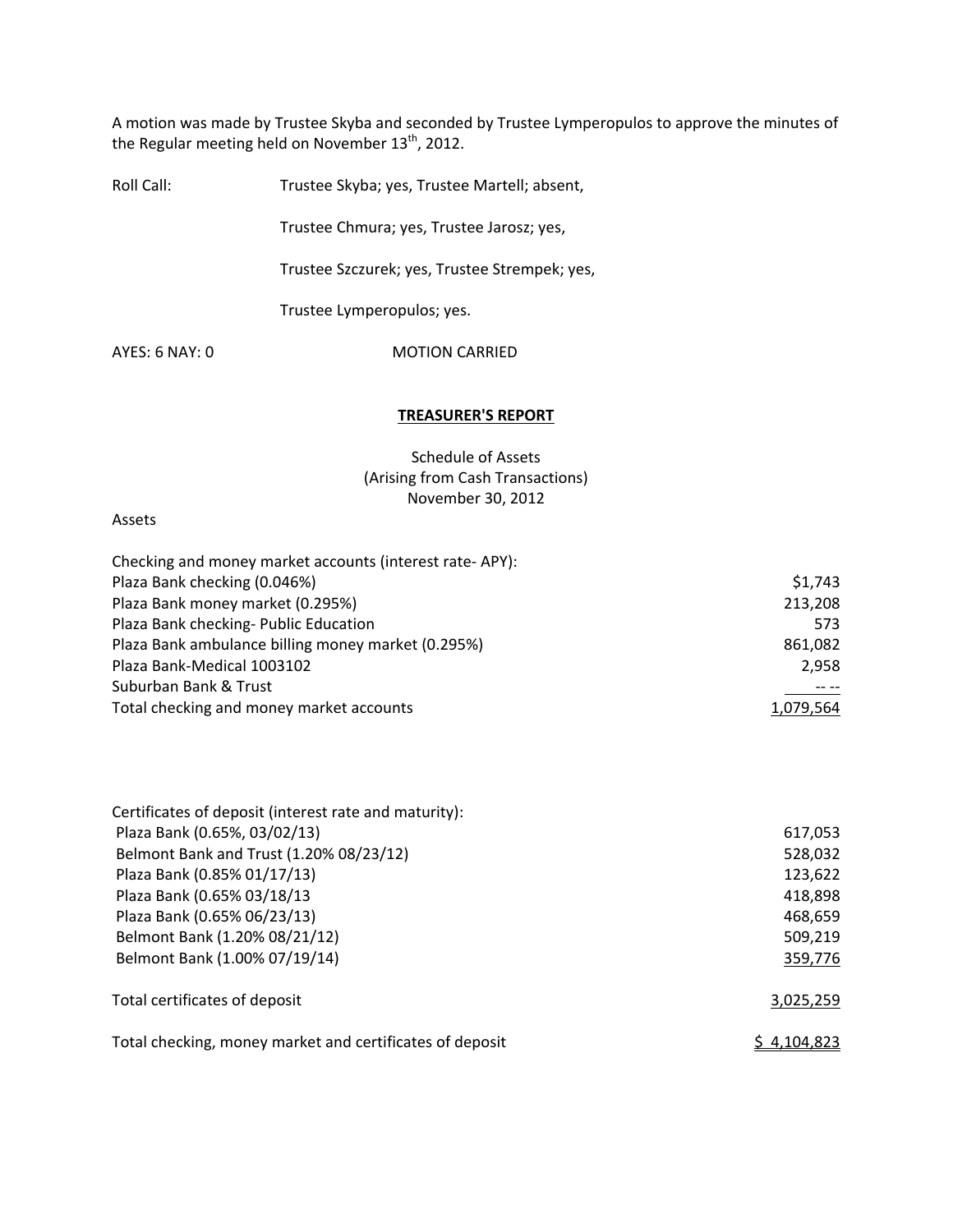A motion was made by Trustee Skyba and seconded by Trustee Lymperopulos to approve the minutes of the Regular meeting held on November 13th, 2012.

Roll Call: Trustee Skyba; yes, Trustee Martell; absent,

Trustee Chmura; yes, Trustee Jarosz; yes,

Trustee Szczurek; yes, Trustee Strempek; yes,

Trustee Lymperopulos; yes.

AYES: 6 NAY: 0 MOTION CARRIED

## TREASURER'S REPORT

Schedule of Assets
(Arising from Cash Transactions)
November 30, 2012

Assets

| | |
|---|---|
| Checking and money market accounts (interest rate- APY): | |
| Plaza Bank checking (0.046%) | $1,743 |
| Plaza Bank money market (0.295%) | 213,208 |
| Plaza Bank checking- Public Education | 573 |
| Plaza Bank ambulance billing money market (0.295%) | 861,082 |
| Plaza Bank-Medical 1003102 | 2,958 |
| Suburban Bank & Trust | -- -- |
| Total checking and money market accounts | 1,079,564 |

| | |
|---|---|
| Certificates of deposit (interest rate and maturity): | |
| Plaza Bank (0.65%, 03/02/13) | 617,053 |
| Belmont Bank and Trust (1.20% 08/23/12) | 528,032 |
| Plaza Bank (0.85% 01/17/13) | 123,622 |
| Plaza Bank (0.65% 03/18/13 | 418,898 |
| Plaza Bank (0.65% 06/23/13) | 468,659 |
| Belmont Bank (1.20% 08/21/12) | 509,219 |
| Belmont Bank (1.00% 07/19/14) | 359,776 |
| Total certificates of deposit | 3,025,259 |
| Total checking, money market and certificates of deposit | $ 4,104,823 |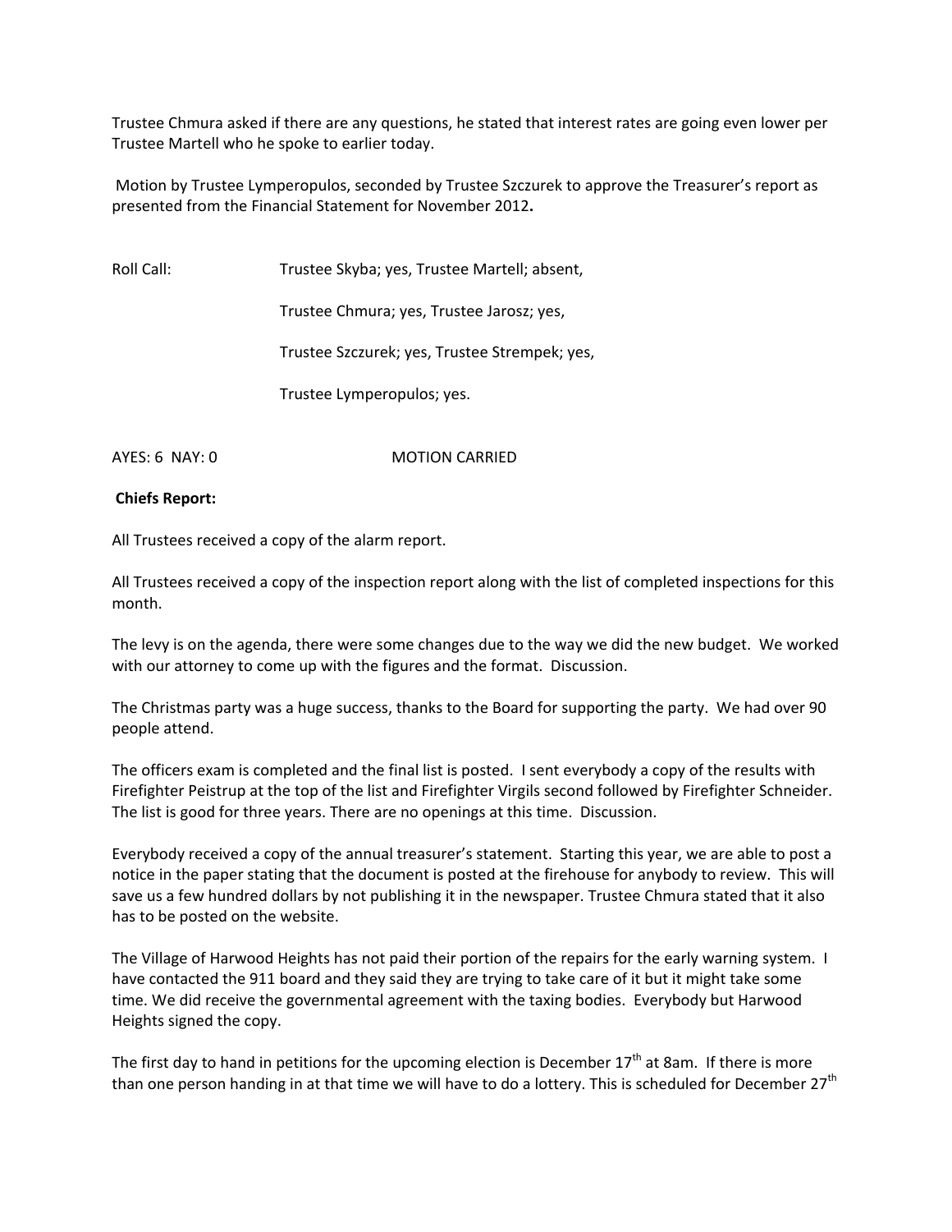Trustee Chmura asked if there are any questions, he stated that interest rates are going even lower per Trustee Martell who he spoke to earlier today.

Motion by Trustee Lymperopulos, seconded by Trustee Szczurek to approve the Treasurer's report as presented from the Financial Statement for November 2012**.**

Roll Call: Trustee Skyba; yes, Trustee Martell; absent,

Trustee Chmura; yes, Trustee Jarosz; yes,

Trustee Szczurek; yes, Trustee Strempek; yes,

Trustee Lymperopulos; yes.

AYES: 6 NAY: 0 MOTION CARRIED

**Chiefs Report:**

All Trustees received a copy of the alarm report.

All Trustees received a copy of the inspection report along with the list of completed inspections for this month.

The levy is on the agenda, there were some changes due to the way we did the new budget. We worked with our attorney to come up with the figures and the format. Discussion.

The Christmas party was a huge success, thanks to the Board for supporting the party. We had over 90 people attend.

The officers exam is completed and the final list is posted. I sent everybody a copy of the results with Firefighter Peistrup at the top of the list and Firefighter Virgils second followed by Firefighter Schneider. The list is good for three years. There are no openings at this time. Discussion.

Everybody received a copy of the annual treasurer's statement. Starting this year, we are able to post a notice in the paper stating that the document is posted at the firehouse for anybody to review. This will save us a few hundred dollars by not publishing it in the newspaper. Trustee Chmura stated that it also has to be posted on the website.

The Village of Harwood Heights has not paid their portion of the repairs for the early warning system. I have contacted the 911 board and they said they are trying to take care of it but it might take some time. We did receive the governmental agreement with the taxing bodies. Everybody but Harwood Heights signed the copy.

The first day to hand in petitions for the upcoming election is December 17th at 8am. If there is more than one person handing in at that time we will have to do a lottery. This is scheduled for December 27th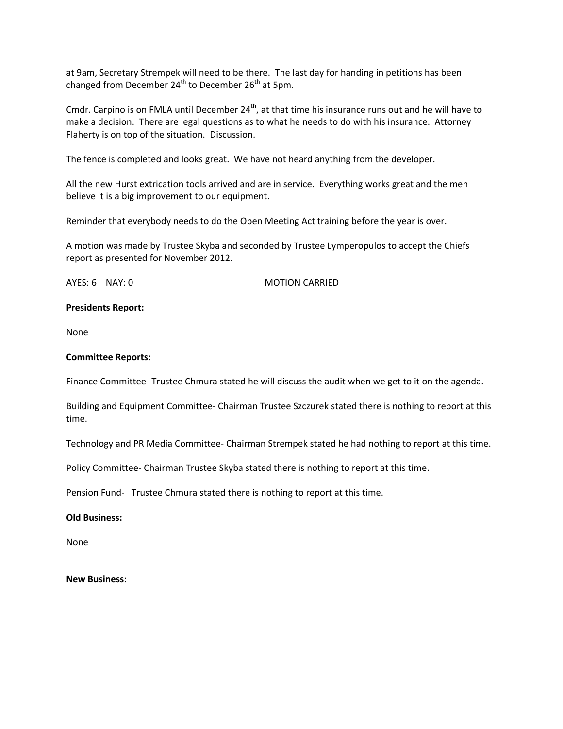at 9am, Secretary Strempek will need to be there. The last day for handing in petitions has been changed from December 24th to December 26th at 5pm.

Cmdr. Carpino is on FMLA until December 24th, at that time his insurance runs out and he will have to make a decision. There are legal questions as to what he needs to do with his insurance. Attorney Flaherty is on top of the situation. Discussion.

The fence is completed and looks great. We have not heard anything from the developer.

All the new Hurst extrication tools arrived and are in service. Everything works great and the men believe it is a big improvement to our equipment.

Reminder that everybody needs to do the Open Meeting Act training before the year is over.

A motion was made by Trustee Skyba and seconded by Trustee Lymperopulos to accept the Chiefs report as presented for November 2012.

AYES: 6 NAY: 0 MOTION CARRIED

**Presidents Report:**

None

**Committee Reports:**

Finance Committee- Trustee Chmura stated he will discuss the audit when we get to it on the agenda.

Building and Equipment Committee- Chairman Trustee Szczurek stated there is nothing to report at this time.

Technology and PR Media Committee- Chairman Strempek stated he had nothing to report at this time.

Policy Committee- Chairman Trustee Skyba stated there is nothing to report at this time.

Pension Fund- Trustee Chmura stated there is nothing to report at this time.

**Old Business:**

None

**New Business**: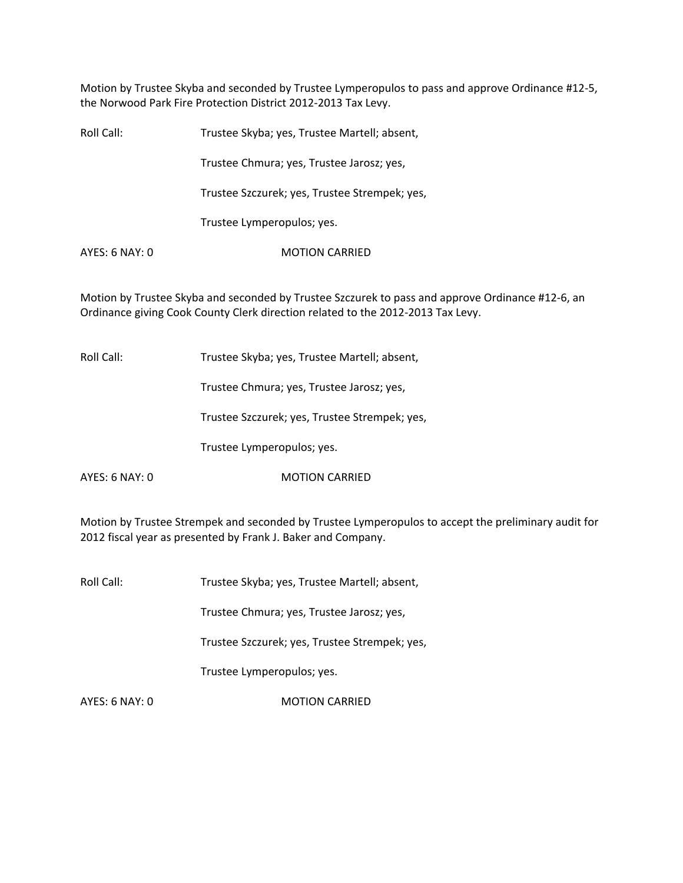Motion by Trustee Skyba and seconded by Trustee Lymperopulos to pass and approve Ordinance #12-5, the Norwood Park Fire Protection District 2012-2013 Tax Levy.

Roll Call: Trustee Skyba; yes, Trustee Martell; absent,

Trustee Chmura; yes, Trustee Jarosz; yes,

Trustee Szczurek; yes, Trustee Strempek; yes,

Trustee Lymperopulos; yes.

AYES: 6 NAY: 0 MOTION CARRIED

Motion by Trustee Skyba and seconded by Trustee Szczurek to pass and approve Ordinance #12-6, an Ordinance giving Cook County Clerk direction related to the 2012-2013 Tax Levy.

Roll Call: Trustee Skyba; yes, Trustee Martell; absent,

Trustee Chmura; yes, Trustee Jarosz; yes,

Trustee Szczurek; yes, Trustee Strempek; yes,

Trustee Lymperopulos; yes.

AYES: 6 NAY: 0 MOTION CARRIED

Motion by Trustee Strempek and seconded by Trustee Lymperopulos to accept the preliminary audit for 2012 fiscal year as presented by Frank J. Baker and Company.

Roll Call: Trustee Skyba; yes, Trustee Martell; absent,

Trustee Chmura; yes, Trustee Jarosz; yes,

Trustee Szczurek; yes, Trustee Strempek; yes,

Trustee Lymperopulos; yes.

AYES: 6 NAY: 0 MOTION CARRIED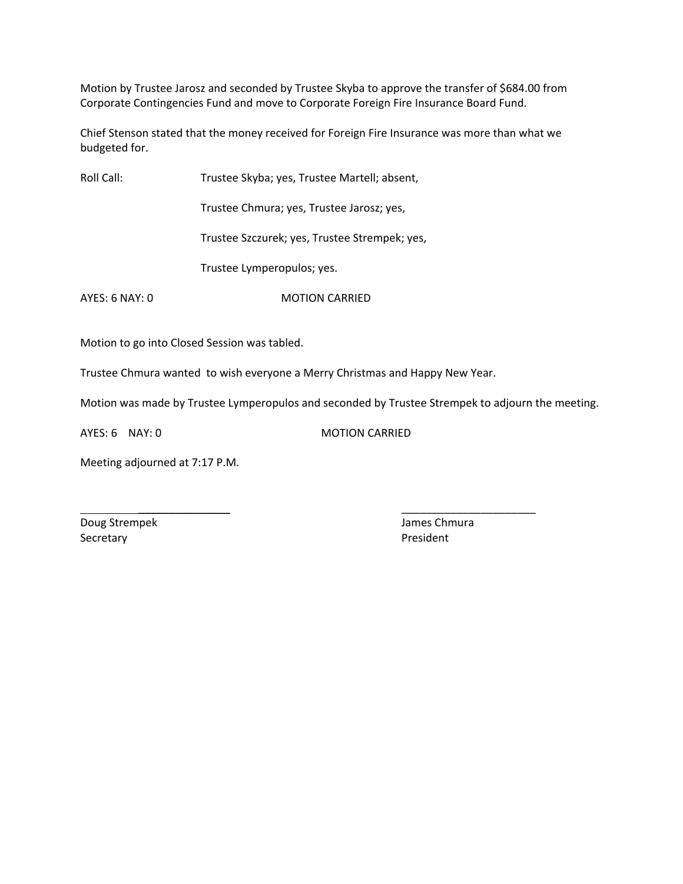Motion by Trustee Jarosz and seconded by Trustee Skyba to approve the transfer of $684.00 from Corporate Contingencies Fund and move to Corporate Foreign Fire Insurance Board Fund.

Chief Stenson stated that the money received for Foreign Fire Insurance was more than what we budgeted for.

Roll Call: Trustee Skyba; yes, Trustee Martell; absent,

Trustee Chmura; yes, Trustee Jarosz; yes,

Trustee Szczurek; yes, Trustee Strempek; yes,

Trustee Lymperopulos; yes.

AYES: 6 NAY: 0 MOTION CARRIED

Motion to go into Closed Session was tabled.

Trustee Chmura wanted to wish everyone a Merry Christmas and Happy New Year.

Motion was made by Trustee Lymperopulos and seconded by Trustee Strempek to adjourn the meeting.

AYES: 6 NAY: 0 MOTION CARRIED

Meeting adjourned at 7:17 P.M.

_________________________ _________________________

Doug Strempek
Secretary

James Chmura
President